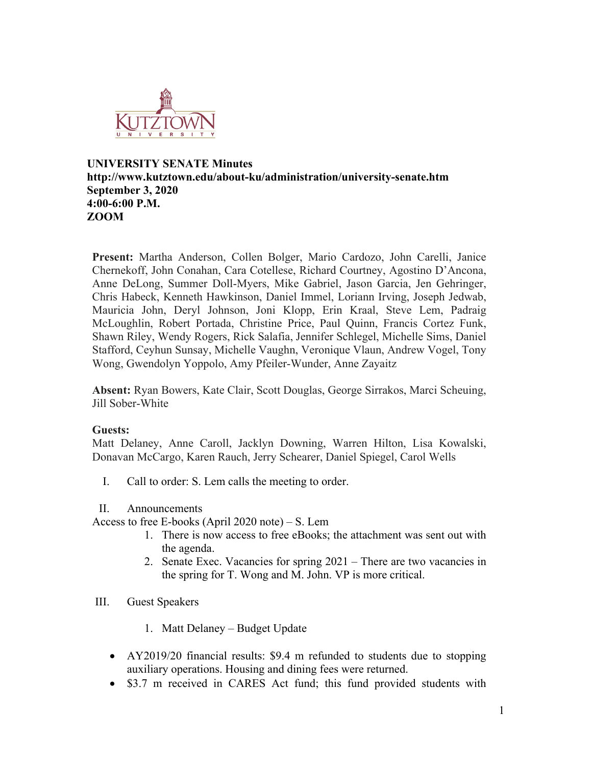**UNIVERSITY SENATE Minutes**
**http://www.kutztown.edu/about-ku/administration/university-senate.htm**
**September 3, 2020**
**4:00-6:00 P.M.**
**ZOOM**

**Present:** Martha Anderson, Collen Bolger, Mario Cardozo, John Carelli, Janice Chernekoff, John Conahan, Cara Cotellese, Richard Courtney, Agostino D'Ancona, Anne DeLong, Summer Doll-Myers, Mike Gabriel, Jason Garcia, Jen Gehringer, Chris Habeck, Kenneth Hawkinson, Daniel Immel, Loriann Irving, Joseph Jedwab, Mauricia John, Deryl Johnson, Joni Klopp, Erin Kraal, Steve Lem, Padraig McLoughlin, Robert Portada, Christine Price, Paul Quinn, Francis Cortez Funk, Shawn Riley, Wendy Rogers, Rick Salafia, Jennifer Schlegel, Michelle Sims, Daniel Stafford, Ceyhun Sunsay, Michelle Vaughn, Veronique Vlaun, Andrew Vogel, Tony Wong, Gwendolyn Yoppolo, Amy Pfeiler-Wunder, Anne Zayaitz

**Absent:** Ryan Bowers, Kate Clair, Scott Douglas, George Sirrakos, Marci Scheuing, Jill Sober-White

**Guests:**
Matt Delaney, Anne Caroll, Jacklyn Downing, Warren Hilton, Lisa Kowalski, Donavan McCargo, Karen Rauch, Jerry Schearer, Daniel Spiegel, Carol Wells

I. Call to order: S. Lem calls the meeting to order.

II. Announcements

Access to free E-books (April 2020 note) – S. Lem

1. There is now access to free eBooks; the attachment was sent out with the agenda.
2. Senate Exec. Vacancies for spring 2021 – There are two vacancies in the spring for T. Wong and M. John. VP is more critical.

III. Guest Speakers

1. Matt Delaney – Budget Update

- AY2019/20 financial results: $9.4 m refunded to students due to stopping auxiliary operations. Housing and dining fees were returned.
- $3.7 m received in CARES Act fund; this fund provided students with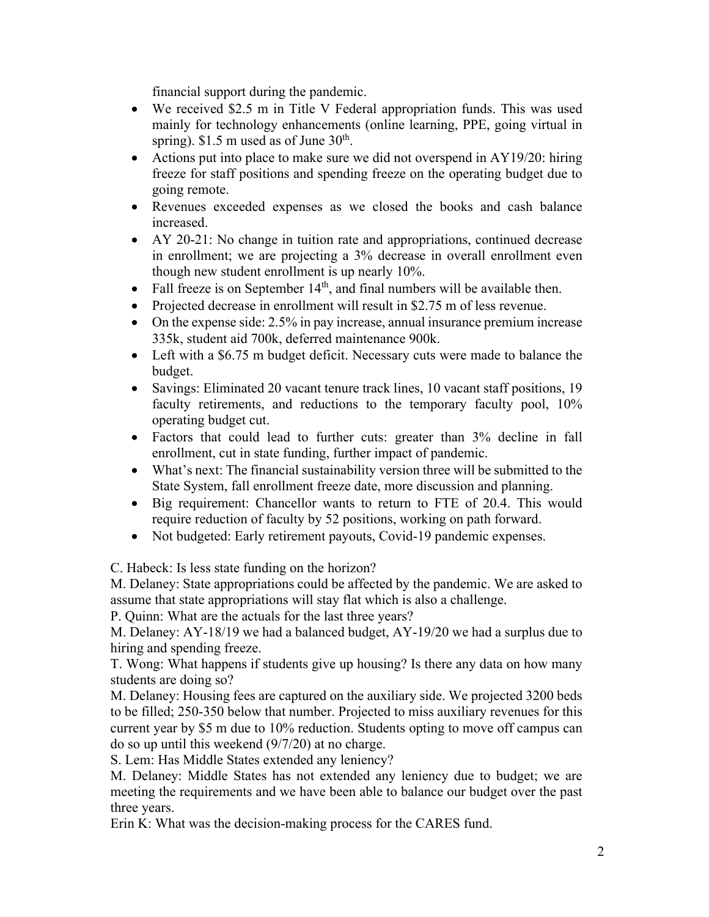financial support during the pandemic.

- We received $2.5 m in Title V Federal appropriation funds. This was used mainly for technology enhancements (online learning, PPE, going virtual in spring). $1.5 m used as of June 30th.
- Actions put into place to make sure we did not overspend in AY19/20: hiring freeze for staff positions and spending freeze on the operating budget due to going remote.
- Revenues exceeded expenses as we closed the books and cash balance increased.
- AY 20-21: No change in tuition rate and appropriations, continued decrease in enrollment; we are projecting a 3% decrease in overall enrollment even though new student enrollment is up nearly 10%.
- Fall freeze is on September 14th, and final numbers will be available then.
- Projected decrease in enrollment will result in $2.75 m of less revenue.
- On the expense side: 2.5% in pay increase, annual insurance premium increase 335k, student aid 700k, deferred maintenance 900k.
- Left with a $6.75 m budget deficit. Necessary cuts were made to balance the budget.
- Savings: Eliminated 20 vacant tenure track lines, 10 vacant staff positions, 19 faculty retirements, and reductions to the temporary faculty pool, 10% operating budget cut.
- Factors that could lead to further cuts: greater than 3% decline in fall enrollment, cut in state funding, further impact of pandemic.
- What's next: The financial sustainability version three will be submitted to the State System, fall enrollment freeze date, more discussion and planning.
- Big requirement: Chancellor wants to return to FTE of 20.4. This would require reduction of faculty by 52 positions, working on path forward.
- Not budgeted: Early retirement payouts, Covid-19 pandemic expenses.

C. Habeck: Is less state funding on the horizon?
M. Delaney: State appropriations could be affected by the pandemic. We are asked to assume that state appropriations will stay flat which is also a challenge.
P. Quinn: What are the actuals for the last three years?
M. Delaney: AY-18/19 we had a balanced budget, AY-19/20 we had a surplus due to hiring and spending freeze.
T. Wong: What happens if students give up housing? Is there any data on how many students are doing so?
M. Delaney: Housing fees are captured on the auxiliary side. We projected 3200 beds to be filled; 250-350 below that number. Projected to miss auxiliary revenues for this current year by $5 m due to 10% reduction. Students opting to move off campus can do so up until this weekend (9/7/20) at no charge.
S. Lem: Has Middle States extended any leniency?
M. Delaney: Middle States has not extended any leniency due to budget; we are meeting the requirements and we have been able to balance our budget over the past three years.
Erin K: What was the decision-making process for the CARES fund.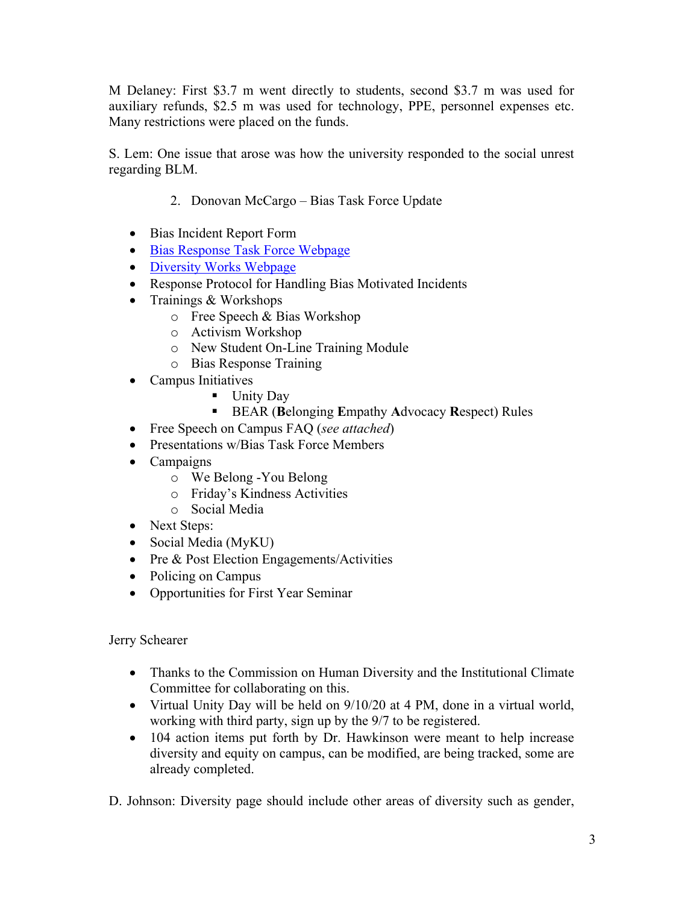M Delaney: First $3.7 m went directly to students, second $3.7 m was used for auxiliary refunds, $2.5 m was used for technology, PPE, personnel expenses etc. Many restrictions were placed on the funds.

S. Lem: One issue that arose was how the university responded to the social unrest regarding BLM.

2. Donovan McCargo – Bias Task Force Update

- Bias Incident Report Form
- Bias Response Task Force Webpage
- Diversity Works Webpage
- Response Protocol for Handling Bias Motivated Incidents
- Trainings & Workshops
  - Free Speech & Bias Workshop
  - Activism Workshop
  - New Student On-Line Training Module
  - Bias Response Training
- Campus Initiatives
  - Unity Day
  - BEAR (**B**elonging **E**mpathy **A**dvocacy **R**espect) Rules
- Free Speech on Campus FAQ (*see attached*)
- Presentations w/Bias Task Force Members
- Campaigns
  - We Belong -You Belong
  - Friday's Kindness Activities
  - Social Media
- Next Steps:
- Social Media (MyKU)
- Pre & Post Election Engagements/Activities
- Policing on Campus
- Opportunities for First Year Seminar

Jerry Schearer

- Thanks to the Commission on Human Diversity and the Institutional Climate Committee for collaborating on this.
- Virtual Unity Day will be held on 9/10/20 at 4 PM, done in a virtual world, working with third party, sign up by the 9/7 to be registered.
- 104 action items put forth by Dr. Hawkinson were meant to help increase diversity and equity on campus, can be modified, are being tracked, some are already completed.

D. Johnson: Diversity page should include other areas of diversity such as gender,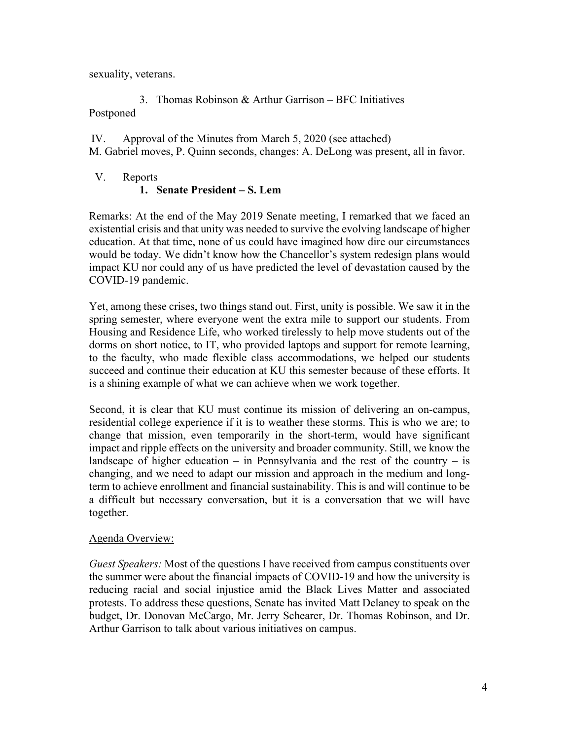sexuality, veterans.

3. Thomas Robinson & Arthur Garrison – BFC Initiatives

Postponed

IV. Approval of the Minutes from March 5, 2020 (see attached)

M. Gabriel moves, P. Quinn seconds, changes: A. DeLong was present, all in favor.

V. Reports

**1. Senate President – S. Lem**

Remarks: At the end of the May 2019 Senate meeting, I remarked that we faced an existential crisis and that unity was needed to survive the evolving landscape of higher education. At that time, none of us could have imagined how dire our circumstances would be today. We didn't know how the Chancellor's system redesign plans would impact KU nor could any of us have predicted the level of devastation caused by the COVID-19 pandemic.

Yet, among these crises, two things stand out. First, unity is possible. We saw it in the spring semester, where everyone went the extra mile to support our students. From Housing and Residence Life, who worked tirelessly to help move students out of the dorms on short notice, to IT, who provided laptops and support for remote learning, to the faculty, who made flexible class accommodations, we helped our students succeed and continue their education at KU this semester because of these efforts. It is a shining example of what we can achieve when we work together.

Second, it is clear that KU must continue its mission of delivering an on-campus, residential college experience if it is to weather these storms. This is who we are; to change that mission, even temporarily in the short-term, would have significant impact and ripple effects on the university and broader community. Still, we know the landscape of higher education – in Pennsylvania and the rest of the country – is changing, and we need to adapt our mission and approach in the medium and long-term to achieve enrollment and financial sustainability. This is and will continue to be a difficult but necessary conversation, but it is a conversation that we will have together.

<u>Agenda Overview:</u>

*Guest Speakers:* Most of the questions I have received from campus constituents over the summer were about the financial impacts of COVID-19 and how the university is reducing racial and social injustice amid the Black Lives Matter and associated protests. To address these questions, Senate has invited Matt Delaney to speak on the budget, Dr. Donovan McCargo, Mr. Jerry Schearer, Dr. Thomas Robinson, and Dr. Arthur Garrison to talk about various initiatives on campus.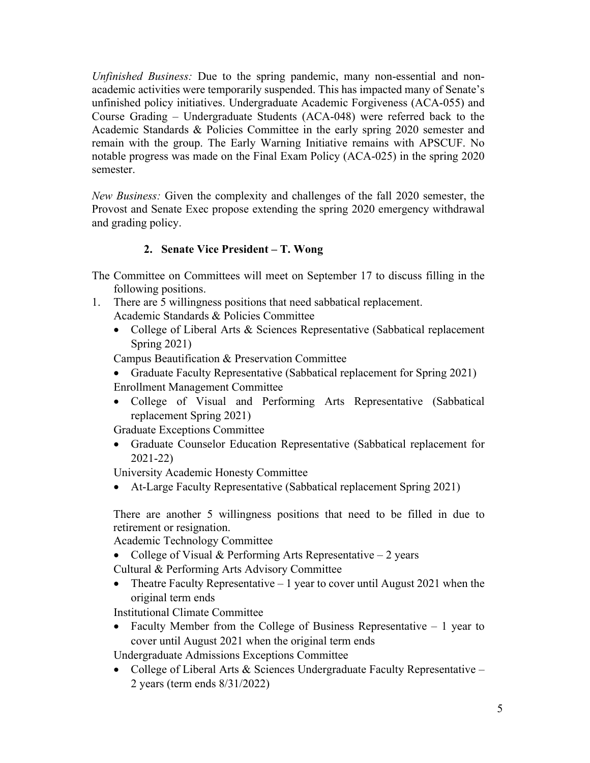*Unfinished Business:* Due to the spring pandemic, many non-essential and non-academic activities were temporarily suspended. This has impacted many of Senate's unfinished policy initiatives. Undergraduate Academic Forgiveness (ACA-055) and Course Grading – Undergraduate Students (ACA-048) were referred back to the Academic Standards & Policies Committee in the early spring 2020 semester and remain with the group. The Early Warning Initiative remains with APSCUF. No notable progress was made on the Final Exam Policy (ACA-025) in the spring 2020 semester.

*New Business:* Given the complexity and challenges of the fall 2020 semester, the Provost and Senate Exec propose extending the spring 2020 emergency withdrawal and grading policy.

### 2. Senate Vice President – T. Wong

The Committee on Committees will meet on September 17 to discuss filling in the following positions.

1. There are 5 willingness positions that need sabbatical replacement.

   Academic Standards & Policies Committee
   - College of Liberal Arts & Sciences Representative (Sabbatical replacement Spring 2021)

   Campus Beautification & Preservation Committee
   - Graduate Faculty Representative (Sabbatical replacement for Spring 2021)

   Enrollment Management Committee
   - College of Visual and Performing Arts Representative (Sabbatical replacement Spring 2021)

   Graduate Exceptions Committee
   - Graduate Counselor Education Representative (Sabbatical replacement for 2021-22)

   University Academic Honesty Committee
   - At-Large Faculty Representative (Sabbatical replacement Spring 2021)

   There are another 5 willingness positions that need to be filled in due to retirement or resignation.

   Academic Technology Committee
   - College of Visual & Performing Arts Representative – 2 years

   Cultural & Performing Arts Advisory Committee
   - Theatre Faculty Representative – 1 year to cover until August 2021 when the original term ends

   Institutional Climate Committee
   - Faculty Member from the College of Business Representative – 1 year to cover until August 2021 when the original term ends

   Undergraduate Admissions Exceptions Committee
   - College of Liberal Arts & Sciences Undergraduate Faculty Representative – 2 years (term ends 8/31/2022)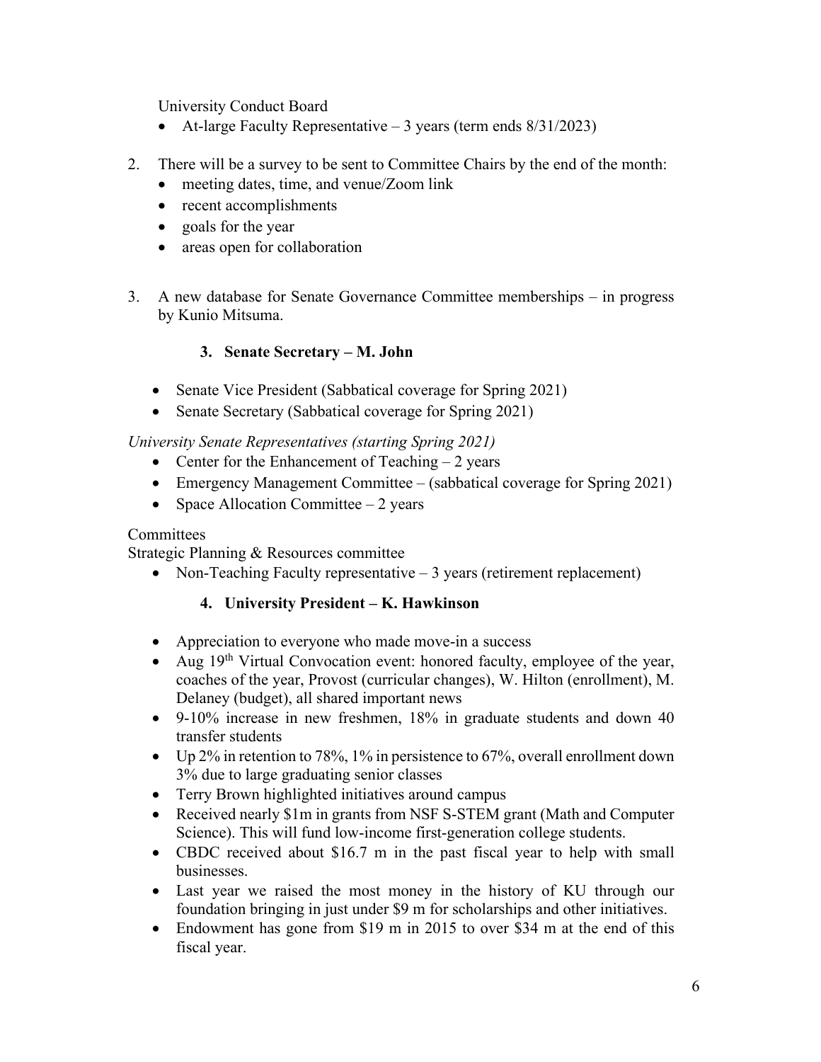University Conduct Board

- At-large Faculty Representative – 3 years (term ends 8/31/2023)

2. There will be a survey to be sent to Committee Chairs by the end of the month:
   - meeting dates, time, and venue/Zoom link
   - recent accomplishments
   - goals for the year
   - areas open for collaboration

3. A new database for Senate Governance Committee memberships – in progress by Kunio Mitsuma.

### 3. Senate Secretary – M. John

- Senate Vice President (Sabbatical coverage for Spring 2021)
- Senate Secretary (Sabbatical coverage for Spring 2021)

*University Senate Representatives (starting Spring 2021)*

- Center for the Enhancement of Teaching – 2 years
- Emergency Management Committee – (sabbatical coverage for Spring 2021)
- Space Allocation Committee – 2 years

Committees

Strategic Planning & Resources committee

- Non-Teaching Faculty representative – 3 years (retirement replacement)

### 4. University President – K. Hawkinson

- Appreciation to everyone who made move-in a success
- Aug 19th Virtual Convocation event: honored faculty, employee of the year, coaches of the year, Provost (curricular changes), W. Hilton (enrollment), M. Delaney (budget), all shared important news
- 9-10% increase in new freshmen, 18% in graduate students and down 40 transfer students
- Up 2% in retention to 78%, 1% in persistence to 67%, overall enrollment down 3% due to large graduating senior classes
- Terry Brown highlighted initiatives around campus
- Received nearly $1m in grants from NSF S-STEM grant (Math and Computer Science). This will fund low-income first-generation college students.
- CBDC received about $16.7 m in the past fiscal year to help with small businesses.
- Last year we raised the most money in the history of KU through our foundation bringing in just under $9 m for scholarships and other initiatives.
- Endowment has gone from $19 m in 2015 to over $34 m at the end of this fiscal year.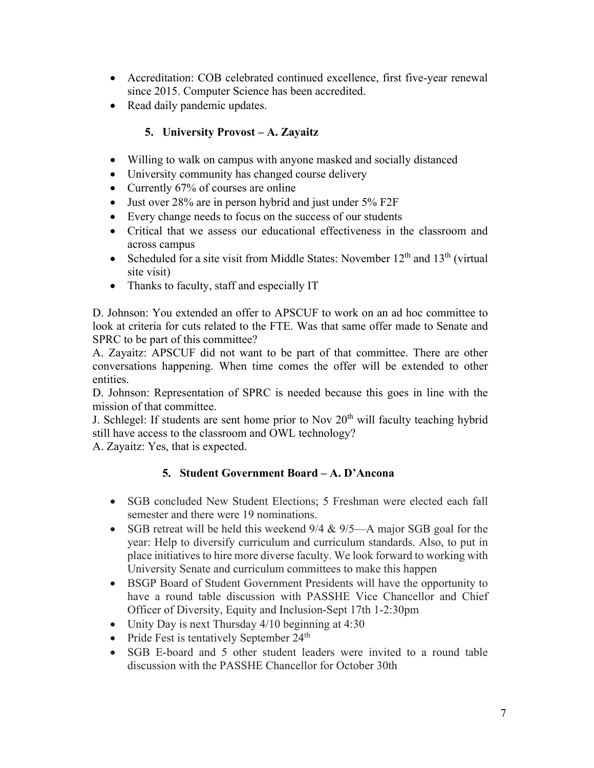- Accreditation: COB celebrated continued excellence, first five-year renewal since 2015. Computer Science has been accredited.
- Read daily pandemic updates.

### 5. University Provost – A. Zayaitz

- Willing to walk on campus with anyone masked and socially distanced
- University community has changed course delivery
- Currently 67% of courses are online
- Just over 28% are in person hybrid and just under 5% F2F
- Every change needs to focus on the success of our students
- Critical that we assess our educational effectiveness in the classroom and across campus
- Scheduled for a site visit from Middle States: November 12th and 13th (virtual site visit)
- Thanks to faculty, staff and especially IT

D. Johnson: You extended an offer to APSCUF to work on an ad hoc committee to look at criteria for cuts related to the FTE. Was that same offer made to Senate and SPRC to be part of this committee?
A. Zayaitz: APSCUF did not want to be part of that committee. There are other conversations happening. When time comes the offer will be extended to other entities.
D. Johnson: Representation of SPRC is needed because this goes in line with the mission of that committee.
J. Schlegel: If students are sent home prior to Nov 20th will faculty teaching hybrid still have access to the classroom and OWL technology?
A. Zayaitz: Yes, that is expected.

### 5. Student Government Board – A. D'Ancona

- SGB concluded New Student Elections; 5 Freshman were elected each fall semester and there were 19 nominations.
- SGB retreat will be held this weekend 9/4 & 9/5—A major SGB goal for the year: Help to diversify curriculum and curriculum standards. Also, to put in place initiatives to hire more diverse faculty. We look forward to working with University Senate and curriculum committees to make this happen
- BSGP Board of Student Government Presidents will have the opportunity to have a round table discussion with PASSHE Vice Chancellor and Chief Officer of Diversity, Equity and Inclusion-Sept 17th 1-2:30pm
- Unity Day is next Thursday 4/10 beginning at 4:30
- Pride Fest is tentatively September 24th
- SGB E-board and 5 other student leaders were invited to a round table discussion with the PASSHE Chancellor for October 30th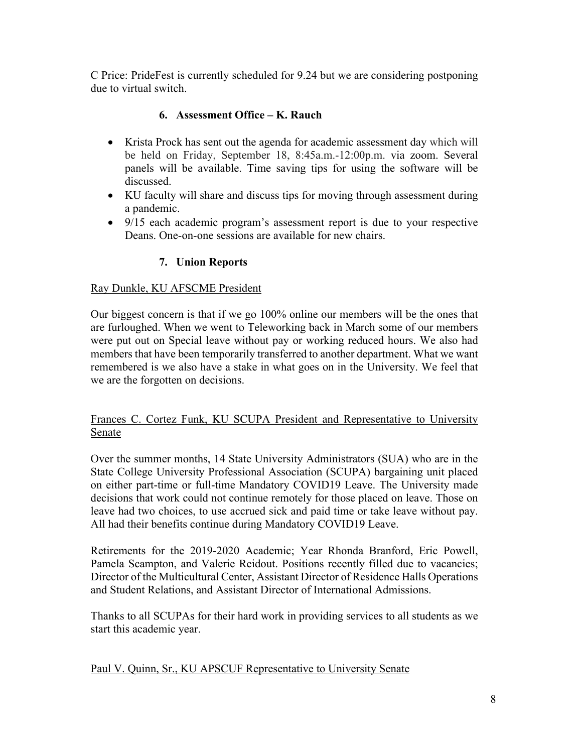C Price: PrideFest is currently scheduled for 9.24 but we are considering postponing due to virtual switch.

### 6. Assessment Office – K. Rauch

- Krista Prock has sent out the agenda for academic assessment day which will be held on Friday, September 18, 8:45a.m.-12:00p.m. via zoom. Several panels will be available. Time saving tips for using the software will be discussed.
- KU faculty will share and discuss tips for moving through assessment during a pandemic.
- 9/15 each academic program's assessment report is due to your respective Deans. One-on-one sessions are available for new chairs.

### 7. Union Reports

Ray Dunkle, KU AFSCME President

Our biggest concern is that if we go 100% online our members will be the ones that are furloughed. When we went to Teleworking back in March some of our members were put out on Special leave without pay or working reduced hours. We also had members that have been temporarily transferred to another department. What we want remembered is we also have a stake in what goes on in the University. We feel that we are the forgotten on decisions.

Frances C. Cortez Funk, KU SCUPA President and Representative to University Senate

Over the summer months, 14 State University Administrators (SUA) who are in the State College University Professional Association (SCUPA) bargaining unit placed on either part-time or full-time Mandatory COVID19 Leave. The University made decisions that work could not continue remotely for those placed on leave. Those on leave had two choices, to use accrued sick and paid time or take leave without pay. All had their benefits continue during Mandatory COVID19 Leave.

Retirements for the 2019-2020 Academic; Year Rhonda Branford, Eric Powell, Pamela Scampton, and Valerie Reidout. Positions recently filled due to vacancies; Director of the Multicultural Center, Assistant Director of Residence Halls Operations and Student Relations, and Assistant Director of International Admissions.

Thanks to all SCUPAs for their hard work in providing services to all students as we start this academic year.

Paul V. Quinn, Sr., KU APSCUF Representative to University Senate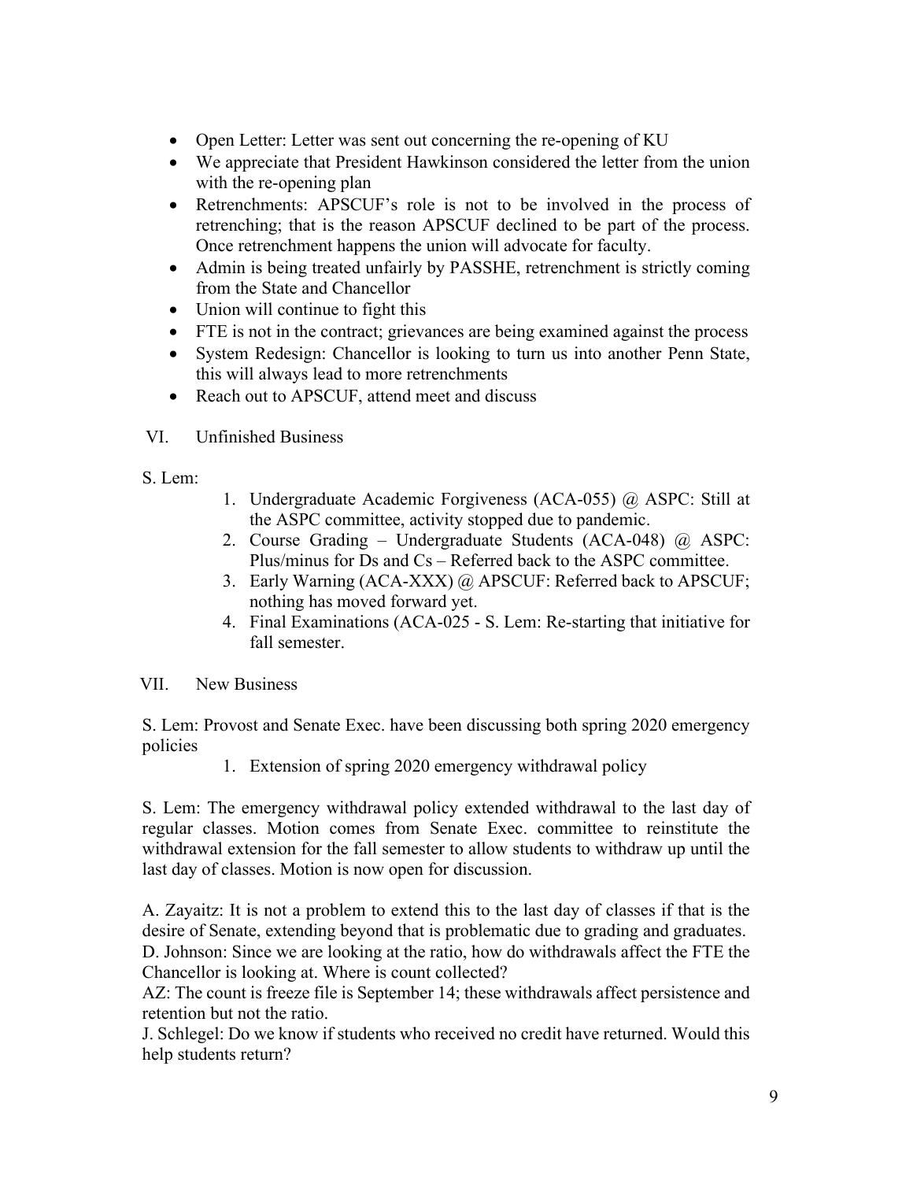- Open Letter: Letter was sent out concerning the re-opening of KU
- We appreciate that President Hawkinson considered the letter from the union with the re-opening plan
- Retrenchments: APSCUF's role is not to be involved in the process of retrenching; that is the reason APSCUF declined to be part of the process. Once retrenchment happens the union will advocate for faculty.
- Admin is being treated unfairly by PASSHE, retrenchment is strictly coming from the State and Chancellor
- Union will continue to fight this
- FTE is not in the contract; grievances are being examined against the process
- System Redesign: Chancellor is looking to turn us into another Penn State, this will always lead to more retrenchments
- Reach out to APSCUF, attend meet and discuss

VI. Unfinished Business

S. Lem:

1. Undergraduate Academic Forgiveness (ACA-055) @ ASPC: Still at the ASPC committee, activity stopped due to pandemic.
2. Course Grading – Undergraduate Students (ACA-048) @ ASPC: Plus/minus for Ds and Cs – Referred back to the ASPC committee.
3. Early Warning (ACA-XXX) @ APSCUF: Referred back to APSCUF; nothing has moved forward yet.
4. Final Examinations (ACA-025 - S. Lem: Re-starting that initiative for fall semester.

VII. New Business

S. Lem: Provost and Senate Exec. have been discussing both spring 2020 emergency policies

1. Extension of spring 2020 emergency withdrawal policy

S. Lem: The emergency withdrawal policy extended withdrawal to the last day of regular classes. Motion comes from Senate Exec. committee to reinstitute the withdrawal extension for the fall semester to allow students to withdraw up until the last day of classes. Motion is now open for discussion.

A. Zayaitz: It is not a problem to extend this to the last day of classes if that is the desire of Senate, extending beyond that is problematic due to grading and graduates.
D. Johnson: Since we are looking at the ratio, how do withdrawals affect the FTE the Chancellor is looking at. Where is count collected?
AZ: The count is freeze file is September 14; these withdrawals affect persistence and retention but not the ratio.
J. Schlegel: Do we know if students who received no credit have returned. Would this help students return?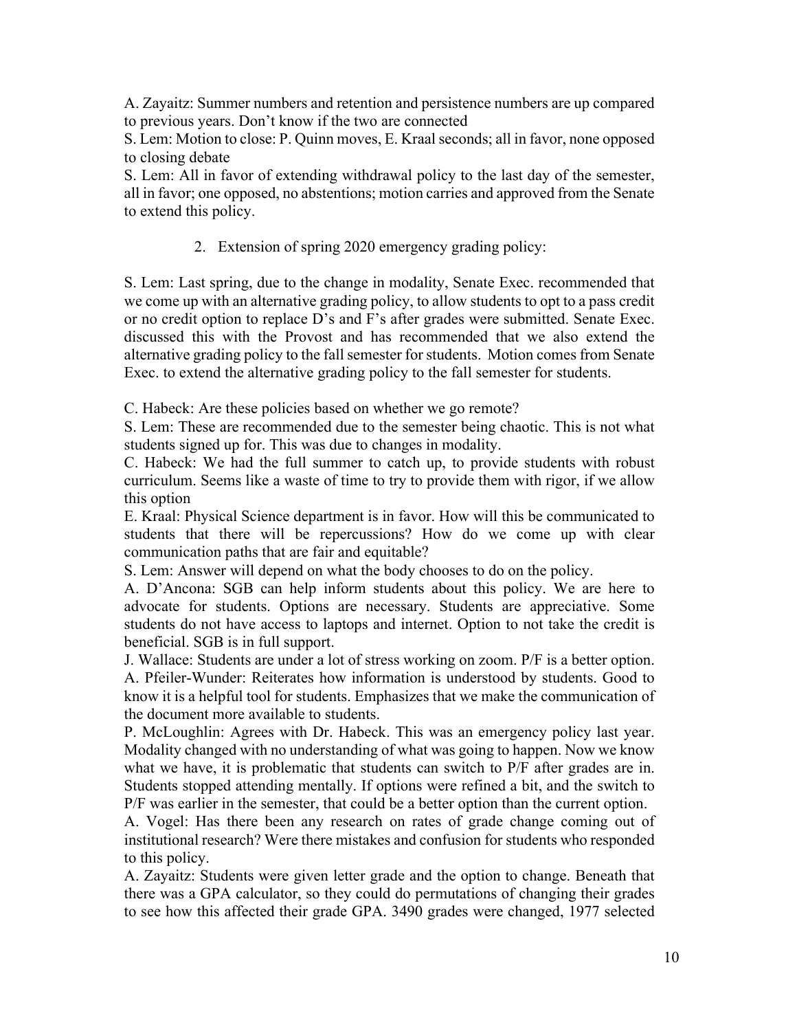A. Zayaitz: Summer numbers and retention and persistence numbers are up compared to previous years. Don't know if the two are connected

S. Lem: Motion to close: P. Quinn moves, E. Kraal seconds; all in favor, none opposed to closing debate

S. Lem: All in favor of extending withdrawal policy to the last day of the semester, all in favor; one opposed, no abstentions; motion carries and approved from the Senate to extend this policy.

2. Extension of spring 2020 emergency grading policy:

S. Lem: Last spring, due to the change in modality, Senate Exec. recommended that we come up with an alternative grading policy, to allow students to opt to a pass credit or no credit option to replace D's and F's after grades were submitted. Senate Exec. discussed this with the Provost and has recommended that we also extend the alternative grading policy to the fall semester for students. Motion comes from Senate Exec. to extend the alternative grading policy to the fall semester for students.

C. Habeck: Are these policies based on whether we go remote?

S. Lem: These are recommended due to the semester being chaotic. This is not what students signed up for. This was due to changes in modality.

C. Habeck: We had the full summer to catch up, to provide students with robust curriculum. Seems like a waste of time to try to provide them with rigor, if we allow this option

E. Kraal: Physical Science department is in favor. How will this be communicated to students that there will be repercussions? How do we come up with clear communication paths that are fair and equitable?

S. Lem: Answer will depend on what the body chooses to do on the policy.

A. D'Ancona: SGB can help inform students about this policy. We are here to advocate for students. Options are necessary. Students are appreciative. Some students do not have access to laptops and internet. Option to not take the credit is beneficial. SGB is in full support.

J. Wallace: Students are under a lot of stress working on zoom. P/F is a better option.

A. Pfeiler-Wunder: Reiterates how information is understood by students. Good to know it is a helpful tool for students. Emphasizes that we make the communication of the document more available to students.

P. McLoughlin: Agrees with Dr. Habeck. This was an emergency policy last year. Modality changed with no understanding of what was going to happen. Now we know what we have, it is problematic that students can switch to P/F after grades are in. Students stopped attending mentally. If options were refined a bit, and the switch to P/F was earlier in the semester, that could be a better option than the current option.

A. Vogel: Has there been any research on rates of grade change coming out of institutional research? Were there mistakes and confusion for students who responded to this policy.

A. Zayaitz: Students were given letter grade and the option to change. Beneath that there was a GPA calculator, so they could do permutations of changing their grades to see how this affected their grade GPA. 3490 grades were changed, 1977 selected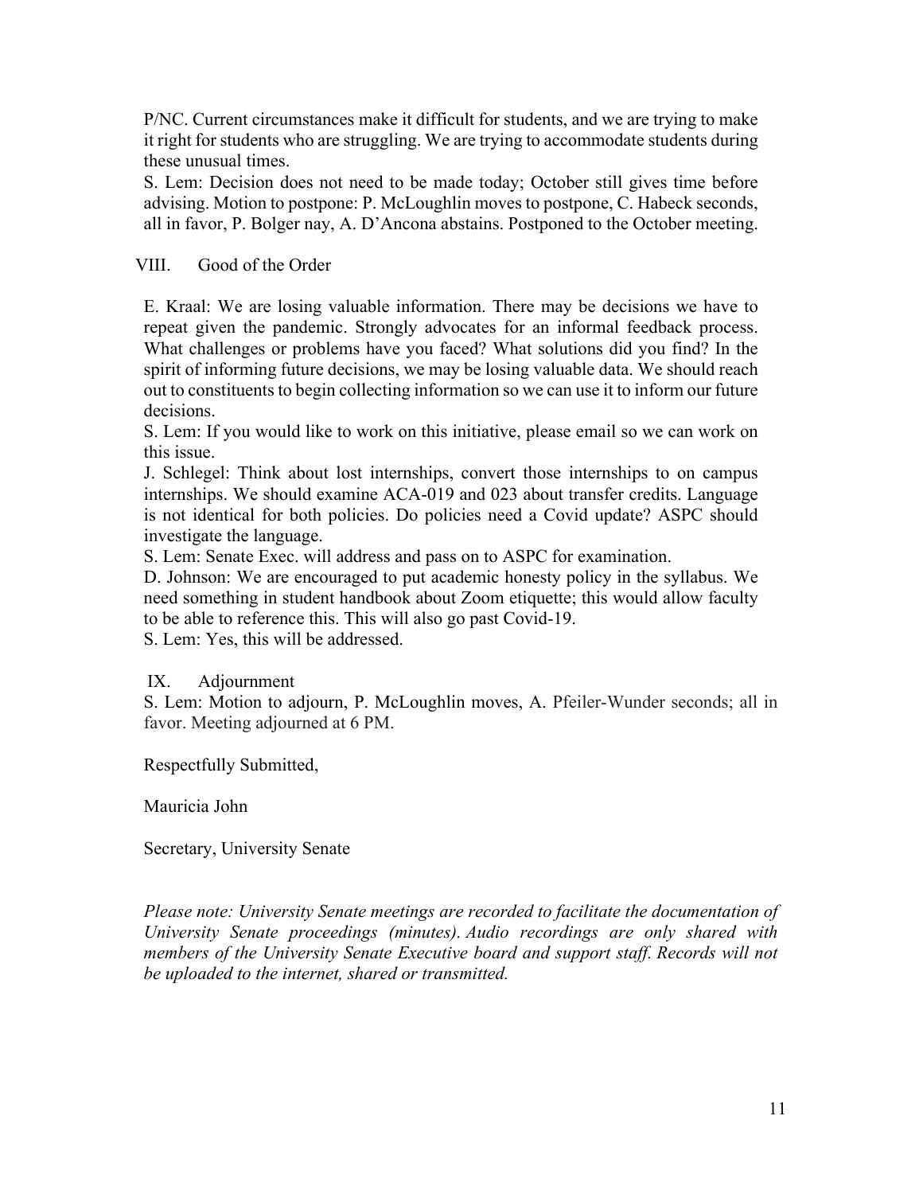P/NC. Current circumstances make it difficult for students, and we are trying to make it right for students who are struggling. We are trying to accommodate students during these unusual times.

S. Lem: Decision does not need to be made today; October still gives time before advising. Motion to postpone: P. McLoughlin moves to postpone, C. Habeck seconds, all in favor, P. Bolger nay, A. D'Ancona abstains. Postponed to the October meeting.

VIII. Good of the Order

E. Kraal: We are losing valuable information. There may be decisions we have to repeat given the pandemic. Strongly advocates for an informal feedback process. What challenges or problems have you faced? What solutions did you find? In the spirit of informing future decisions, we may be losing valuable data. We should reach out to constituents to begin collecting information so we can use it to inform our future decisions.

S. Lem: If you would like to work on this initiative, please email so we can work on this issue.

J. Schlegel: Think about lost internships, convert those internships to on campus internships. We should examine ACA-019 and 023 about transfer credits. Language is not identical for both policies. Do policies need a Covid update? ASPC should investigate the language.

S. Lem: Senate Exec. will address and pass on to ASPC for examination.

D. Johnson: We are encouraged to put academic honesty policy in the syllabus. We need something in student handbook about Zoom etiquette; this would allow faculty to be able to reference this. This will also go past Covid-19.

S. Lem: Yes, this will be addressed.

IX. Adjournment

S. Lem: Motion to adjourn, P. McLoughlin moves, A. Pfeiler-Wunder seconds; all in favor. Meeting adjourned at 6 PM.

Respectfully Submitted,

Mauricia John

Secretary, University Senate

*Please note: University Senate meetings are recorded to facilitate the documentation of University Senate proceedings (minutes). Audio recordings are only shared with members of the University Senate Executive board and support staff. Records will not be uploaded to the internet, shared or transmitted.*